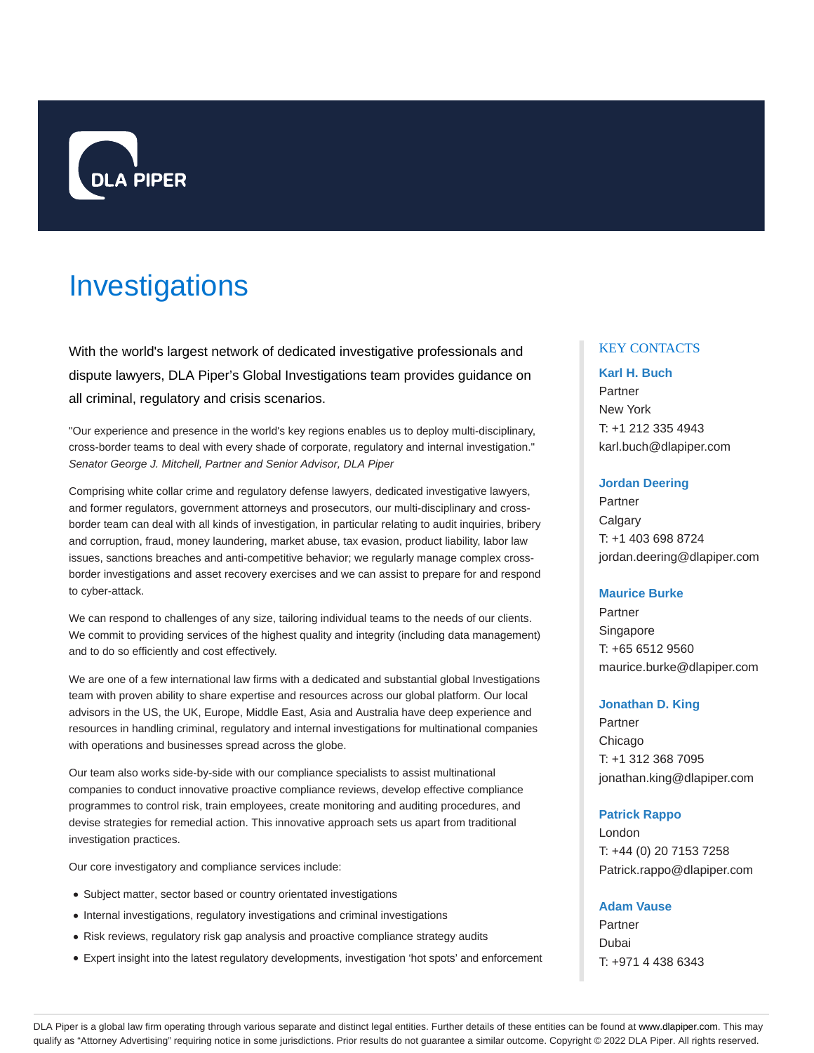DLA PIPER

# Investigations

With the world's largest network of dedicated investigative professionals and dispute lawyers, DLA Piper's Global Investigations team provides guidance on all criminal, regulatory and crisis scenarios.

"Our experience and presence in the world's key regions enables us to deploy multi-disciplinary, cross-border teams to deal with every shade of corporate, regulatory and internal investigation."
*Senator George J. Mitchell, Partner and Senior Advisor, DLA Piper*

Comprising white collar crime and regulatory defense lawyers, dedicated investigative lawyers, and former regulators, government attorneys and prosecutors, our multi-disciplinary and cross-border team can deal with all kinds of investigation, in particular relating to audit inquiries, bribery and corruption, fraud, money laundering, market abuse, tax evasion, product liability, labor law issues, sanctions breaches and anti-competitive behavior; we regularly manage complex cross-border investigations and asset recovery exercises and we can assist to prepare for and respond to cyber-attack.

We can respond to challenges of any size, tailoring individual teams to the needs of our clients. We commit to providing services of the highest quality and integrity (including data management) and to do so efficiently and cost effectively.

We are one of a few international law firms with a dedicated and substantial global Investigations team with proven ability to share expertise and resources across our global platform. Our local advisors in the US, the UK, Europe, Middle East, Asia and Australia have deep experience and resources in handling criminal, regulatory and internal investigations for multinational companies with operations and businesses spread across the globe.

Our team also works side-by-side with our compliance specialists to assist multinational companies to conduct innovative proactive compliance reviews, develop effective compliance programmes to control risk, train employees, create monitoring and auditing procedures, and devise strategies for remedial action. This innovative approach sets us apart from traditional investigation practices.

Our core investigatory and compliance services include:

- Subject matter, sector based or country orientated investigations
- Internal investigations, regulatory investigations and criminal investigations
- Risk reviews, regulatory risk gap analysis and proactive compliance strategy audits
- Expert insight into the latest regulatory developments, investigation 'hot spots' and enforcement

## KEY CONTACTS

**Karl H. Buch**
Partner
New York
T: +1 212 335 4943
karl.buch@dlapiper.com

**Jordan Deering**
Partner
Calgary
T: +1 403 698 8724
jordan.deering@dlapiper.com

**Maurice Burke**
Partner
Singapore
T: +65 6512 9560
maurice.burke@dlapiper.com

**Jonathan D. King**
Partner
Chicago
T: +1 312 368 7095
jonathan.king@dlapiper.com

**Patrick Rappo**
London
T: +44 (0) 20 7153 7258
Patrick.rappo@dlapiper.com

**Adam Vause**
Partner
Dubai
T: +971 4 438 6343

DLA Piper is a global law firm operating through various separate and distinct legal entities. Further details of these entities can be found at www.dlapiper.com. This may qualify as "Attorney Advertising" requiring notice in some jurisdictions. Prior results do not guarantee a similar outcome. Copyright © 2022 DLA Piper. All rights reserved.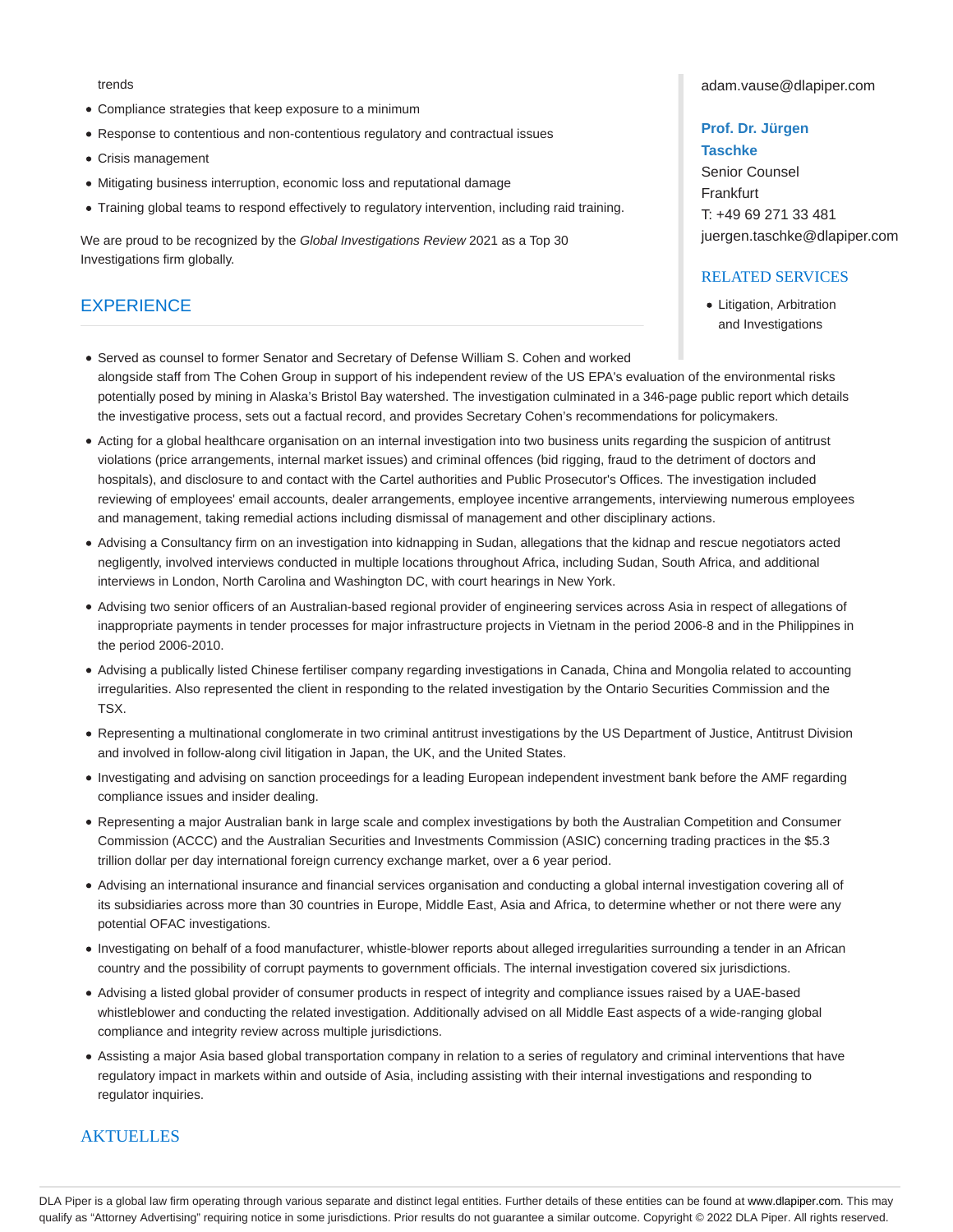trends

- Compliance strategies that keep exposure to a minimum
- Response to contentious and non-contentious regulatory and contractual issues
- Crisis management
- Mitigating business interruption, economic loss and reputational damage
- Training global teams to respond effectively to regulatory intervention, including raid training.

We are proud to be recognized by the *Global Investigations Review* 2021 as a Top 30 Investigations firm globally.

adam.vause@dlapiper.com

**Prof. Dr. Jürgen Taschke**
Senior Counsel
Frankfurt
T: +49 69 271 33 481
juergen.taschke@dlapiper.com

## RELATED SERVICES

- Litigation, Arbitration and Investigations

## EXPERIENCE

- Served as counsel to former Senator and Secretary of Defense William S. Cohen and worked alongside staff from The Cohen Group in support of his independent review of the US EPA's evaluation of the environmental risks potentially posed by mining in Alaska's Bristol Bay watershed. The investigation culminated in a 346-page public report which details the investigative process, sets out a factual record, and provides Secretary Cohen's recommendations for policymakers.
- Acting for a global healthcare organisation on an internal investigation into two business units regarding the suspicion of antitrust violations (price arrangements, internal market issues) and criminal offences (bid rigging, fraud to the detriment of doctors and hospitals), and disclosure to and contact with the Cartel authorities and Public Prosecutor's Offices. The investigation included reviewing of employees' email accounts, dealer arrangements, employee incentive arrangements, interviewing numerous employees and management, taking remedial actions including dismissal of management and other disciplinary actions.
- Advising a Consultancy firm on an investigation into kidnapping in Sudan, allegations that the kidnap and rescue negotiators acted negligently, involved interviews conducted in multiple locations throughout Africa, including Sudan, South Africa, and additional interviews in London, North Carolina and Washington DC, with court hearings in New York.
- Advising two senior officers of an Australian-based regional provider of engineering services across Asia in respect of allegations of inappropriate payments in tender processes for major infrastructure projects in Vietnam in the period 2006-8 and in the Philippines in the period 2006-2010.
- Advising a publically listed Chinese fertiliser company regarding investigations in Canada, China and Mongolia related to accounting irregularities. Also represented the client in responding to the related investigation by the Ontario Securities Commission and the TSX.
- Representing a multinational conglomerate in two criminal antitrust investigations by the US Department of Justice, Antitrust Division and involved in follow-along civil litigation in Japan, the UK, and the United States.
- Investigating and advising on sanction proceedings for a leading European independent investment bank before the AMF regarding compliance issues and insider dealing.
- Representing a major Australian bank in large scale and complex investigations by both the Australian Competition and Consumer Commission (ACCC) and the Australian Securities and Investments Commission (ASIC) concerning trading practices in the $5.3 trillion dollar per day international foreign currency exchange market, over a 6 year period.
- Advising an international insurance and financial services organisation and conducting a global internal investigation covering all of its subsidiaries across more than 30 countries in Europe, Middle East, Asia and Africa, to determine whether or not there were any potential OFAC investigations.
- Investigating on behalf of a food manufacturer, whistle-blower reports about alleged irregularities surrounding a tender in an African country and the possibility of corrupt payments to government officials. The internal investigation covered six jurisdictions.
- Advising a listed global provider of consumer products in respect of integrity and compliance issues raised by a UAE-based whistleblower and conducting the related investigation. Additionally advised on all Middle East aspects of a wide-ranging global compliance and integrity review across multiple jurisdictions.
- Assisting a major Asia based global transportation company in relation to a series of regulatory and criminal interventions that have regulatory impact in markets within and outside of Asia, including assisting with their internal investigations and responding to regulator inquiries.

## AKTUELLES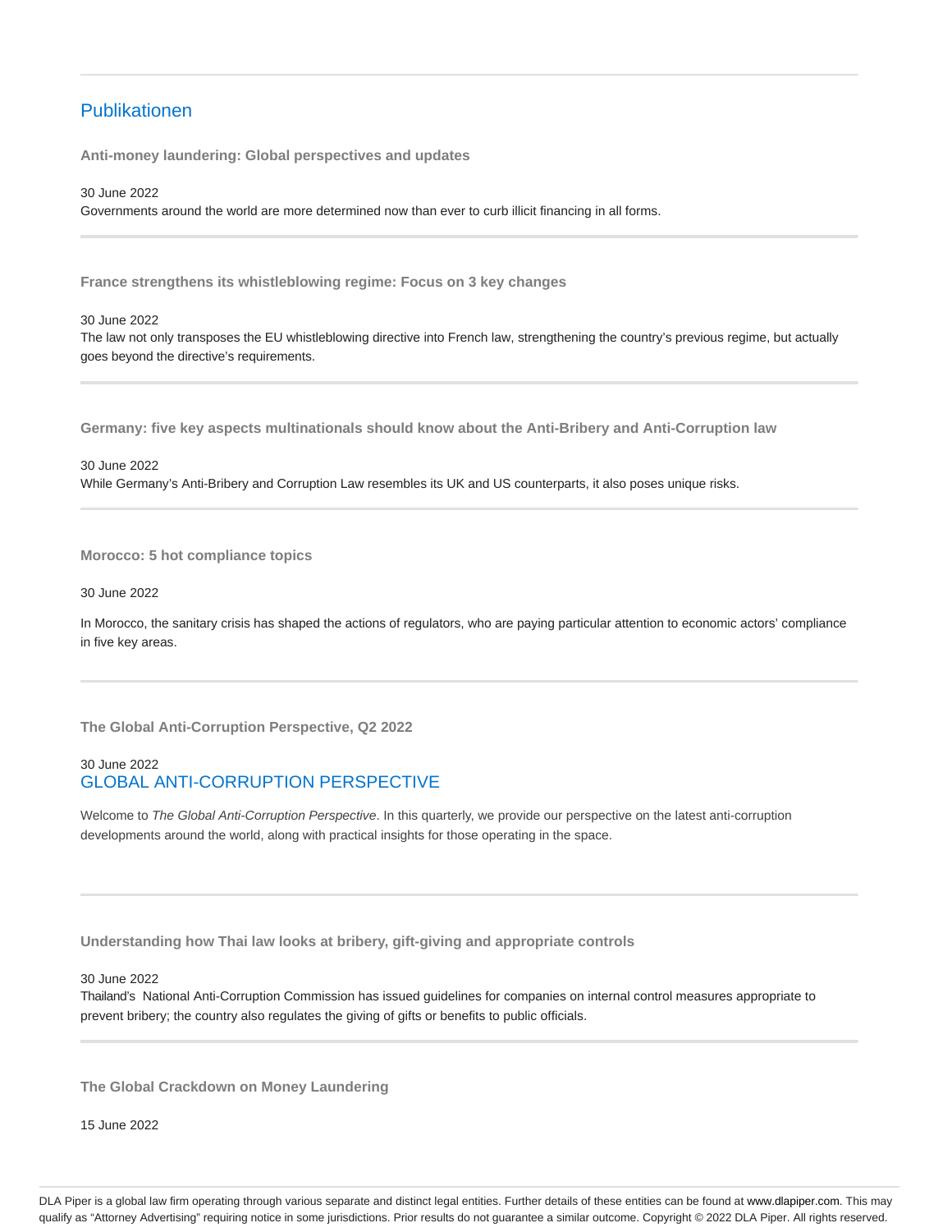## Publikationen

**Anti-money laundering: Global perspectives and updates**

30 June 2022

Governments around the world are more determined now than ever to curb illicit financing in all forms.

---

**France strengthens its whistleblowing regime: Focus on 3 key changes**

30 June 2022

The law not only transposes the EU whistleblowing directive into French law, strengthening the country's previous regime, but actually goes beyond the directive's requirements.

---

**Germany: five key aspects multinationals should know about the Anti-Bribery and Anti-Corruption law**

30 June 2022

While Germany's Anti-Bribery and Corruption Law resembles its UK and US counterparts, it also poses unique risks.

---

**Morocco: 5 hot compliance topics**

30 June 2022

In Morocco, the sanitary crisis has shaped the actions of regulators, who are paying particular attention to economic actors' compliance in five key areas.

---

**The Global Anti-Corruption Perspective, Q2 2022**

30 June 2022

GLOBAL ANTI-CORRUPTION PERSPECTIVE

Welcome to *The Global Anti-Corruption Perspective*. In this quarterly, we provide our perspective on the latest anti-corruption developments around the world, along with practical insights for those operating in the space.

---

**Understanding how Thai law looks at bribery, gift-giving and appropriate controls**

30 June 2022

Thailand's National Anti-Corruption Commission has issued guidelines for companies on internal control measures appropriate to prevent bribery; the country also regulates the giving of gifts or benefits to public officials.

---

**The Global Crackdown on Money Laundering**

15 June 2022

DLA Piper is a global law firm operating through various separate and distinct legal entities. Further details of these entities can be found at www.dlapiper.com. This may qualify as "Attorney Advertising" requiring notice in some jurisdictions. Prior results do not guarantee a similar outcome. Copyright © 2022 DLA Piper. All rights reserved.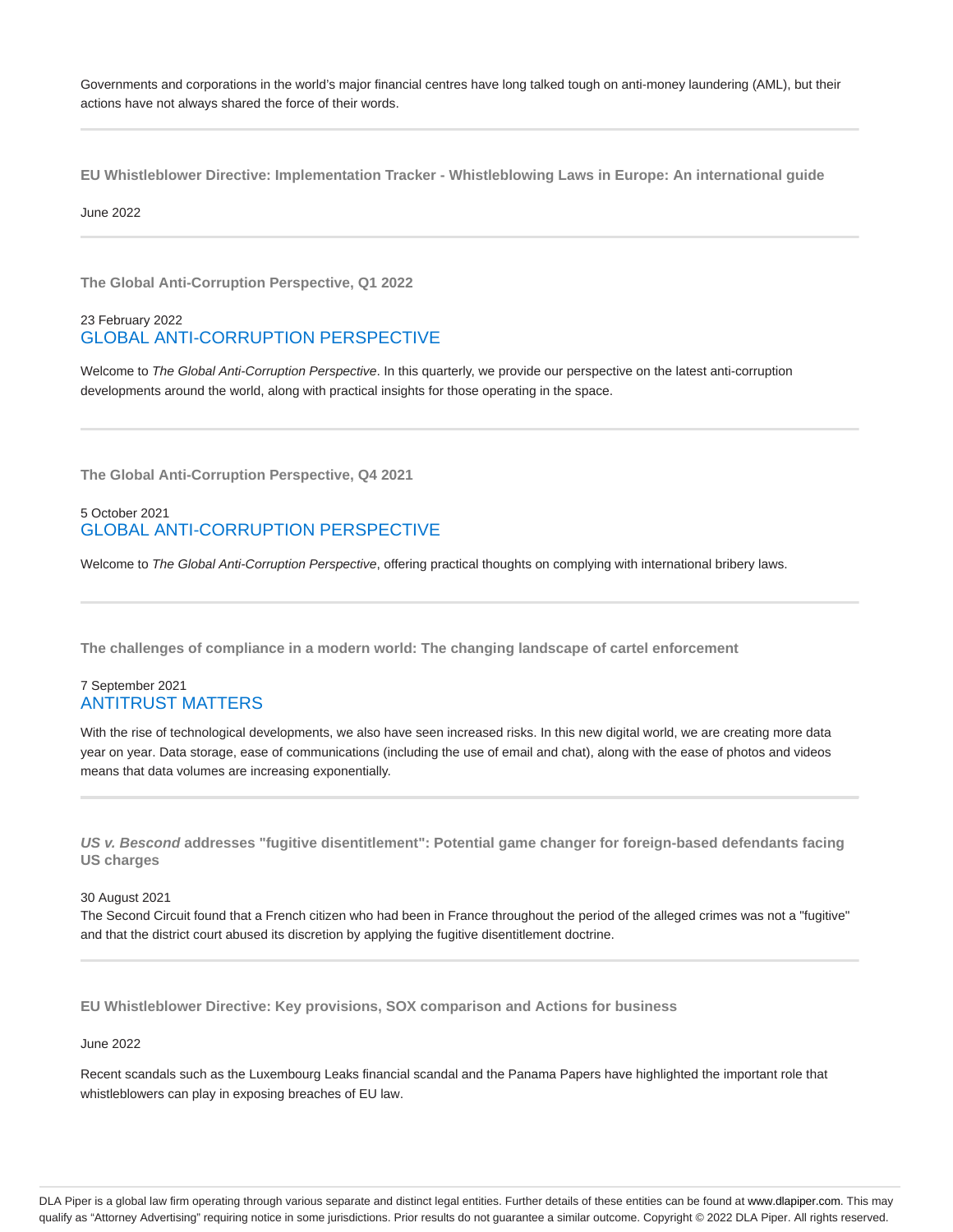Governments and corporations in the world's major financial centres have long talked tough on anti-money laundering (AML), but their actions have not always shared the force of their words.

---

**EU Whistleblower Directive: Implementation Tracker - Whistleblowing Laws in Europe: An international guide**

June 2022

---

**The Global Anti-Corruption Perspective, Q1 2022**

23 February 2022
GLOBAL ANTI-CORRUPTION PERSPECTIVE

Welcome to *The Global Anti-Corruption Perspective*. In this quarterly, we provide our perspective on the latest anti-corruption developments around the world, along with practical insights for those operating in the space.

---

**The Global Anti-Corruption Perspective, Q4 2021**

5 October 2021
GLOBAL ANTI-CORRUPTION PERSPECTIVE

Welcome to *The Global Anti-Corruption Perspective*, offering practical thoughts on complying with international bribery laws.

---

**The challenges of compliance in a modern world: The changing landscape of cartel enforcement**

7 September 2021
ANTITRUST MATTERS

With the rise of technological developments, we also have seen increased risks. In this new digital world, we are creating more data year on year. Data storage, ease of communications (including the use of email and chat), along with the ease of photos and videos means that data volumes are increasing exponentially.

---

***US v. Bescond* addresses "fugitive disentitlement": Potential game changer for foreign-based defendants facing US charges**

30 August 2021
The Second Circuit found that a French citizen who had been in France throughout the period of the alleged crimes was not a "fugitive" and that the district court abused its discretion by applying the fugitive disentitlement doctrine.

---

**EU Whistleblower Directive: Key provisions, SOX comparison and Actions for business**

June 2022

Recent scandals such as the Luxembourg Leaks financial scandal and the Panama Papers have highlighted the important role that whistleblowers can play in exposing breaches of EU law.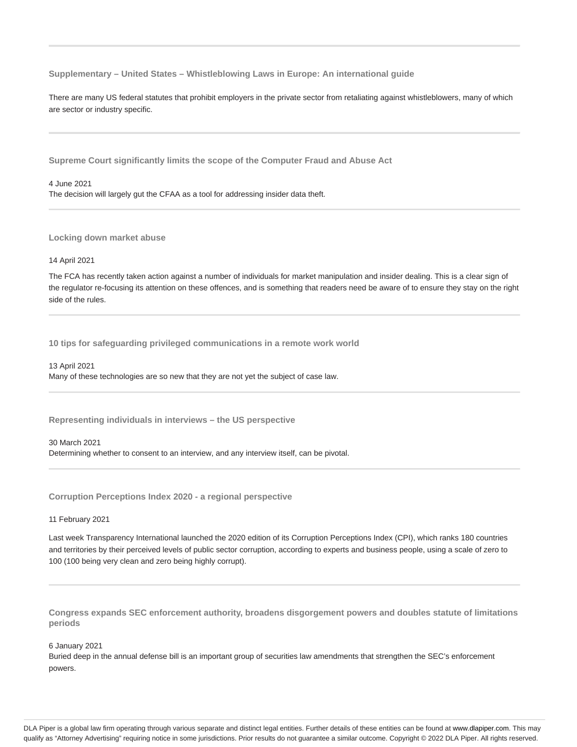### Supplementary – United States – Whistleblowing Laws in Europe: An international guide

There are many US federal statutes that prohibit employers in the private sector from retaliating against whistleblowers, many of which are sector or industry specific.

### Supreme Court significantly limits the scope of the Computer Fraud and Abuse Act

4 June 2021

The decision will largely gut the CFAA as a tool for addressing insider data theft.

### Locking down market abuse

14 April 2021

The FCA has recently taken action against a number of individuals for market manipulation and insider dealing. This is a clear sign of the regulator re-focusing its attention on these offences, and is something that readers need be aware of to ensure they stay on the right side of the rules.

### 10 tips for safeguarding privileged communications in a remote work world

13 April 2021

Many of these technologies are so new that they are not yet the subject of case law.

### Representing individuals in interviews – the US perspective

30 March 2021

Determining whether to consent to an interview, and any interview itself, can be pivotal.

### Corruption Perceptions Index 2020 - a regional perspective

11 February 2021

Last week Transparency International launched the 2020 edition of its Corruption Perceptions Index (CPI), which ranks 180 countries and territories by their perceived levels of public sector corruption, according to experts and business people, using a scale of zero to 100 (100 being very clean and zero being highly corrupt).

### Congress expands SEC enforcement authority, broadens disgorgement powers and doubles statute of limitations periods

6 January 2021

Buried deep in the annual defense bill is an important group of securities law amendments that strengthen the SEC's enforcement powers.

DLA Piper is a global law firm operating through various separate and distinct legal entities. Further details of these entities can be found at www.dlapiper.com. This may qualify as "Attorney Advertising" requiring notice in some jurisdictions. Prior results do not guarantee a similar outcome. Copyright © 2022 DLA Piper. All rights reserved.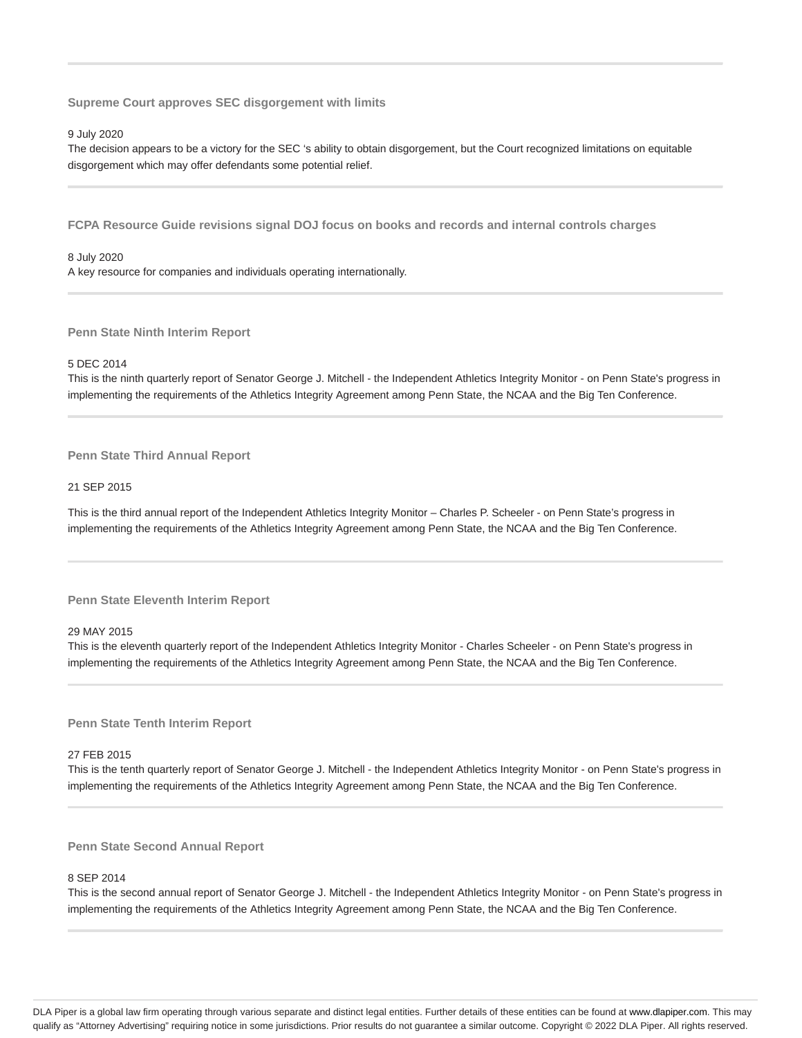**Supreme Court approves SEC disgorgement with limits**

9 July 2020

The decision appears to be a victory for the SEC 's ability to obtain disgorgement, but the Court recognized limitations on equitable disgorgement which may offer defendants some potential relief.

---

**FCPA Resource Guide revisions signal DOJ focus on books and records and internal controls charges**

8 July 2020

A key resource for companies and individuals operating internationally.

---

**Penn State Ninth Interim Report**

5 DEC 2014

This is the ninth quarterly report of Senator George J. Mitchell - the Independent Athletics Integrity Monitor - on Penn State's progress in implementing the requirements of the Athletics Integrity Agreement among Penn State, the NCAA and the Big Ten Conference.

---

**Penn State Third Annual Report**

21 SEP 2015

This is the third annual report of the Independent Athletics Integrity Monitor – Charles P. Scheeler - on Penn State's progress in implementing the requirements of the Athletics Integrity Agreement among Penn State, the NCAA and the Big Ten Conference.

---

**Penn State Eleventh Interim Report**

29 MAY 2015

This is the eleventh quarterly report of the Independent Athletics Integrity Monitor - Charles Scheeler - on Penn State's progress in implementing the requirements of the Athletics Integrity Agreement among Penn State, the NCAA and the Big Ten Conference.

---

**Penn State Tenth Interim Report**

27 FEB 2015

This is the tenth quarterly report of Senator George J. Mitchell - the Independent Athletics Integrity Monitor - on Penn State's progress in implementing the requirements of the Athletics Integrity Agreement among Penn State, the NCAA and the Big Ten Conference.

---

**Penn State Second Annual Report**

8 SEP 2014

This is the second annual report of Senator George J. Mitchell - the Independent Athletics Integrity Monitor - on Penn State's progress in implementing the requirements of the Athletics Integrity Agreement among Penn State, the NCAA and the Big Ten Conference.

---

DLA Piper is a global law firm operating through various separate and distinct legal entities. Further details of these entities can be found at www.dlapiper.com. This may qualify as "Attorney Advertising" requiring notice in some jurisdictions. Prior results do not guarantee a similar outcome. Copyright © 2022 DLA Piper. All rights reserved.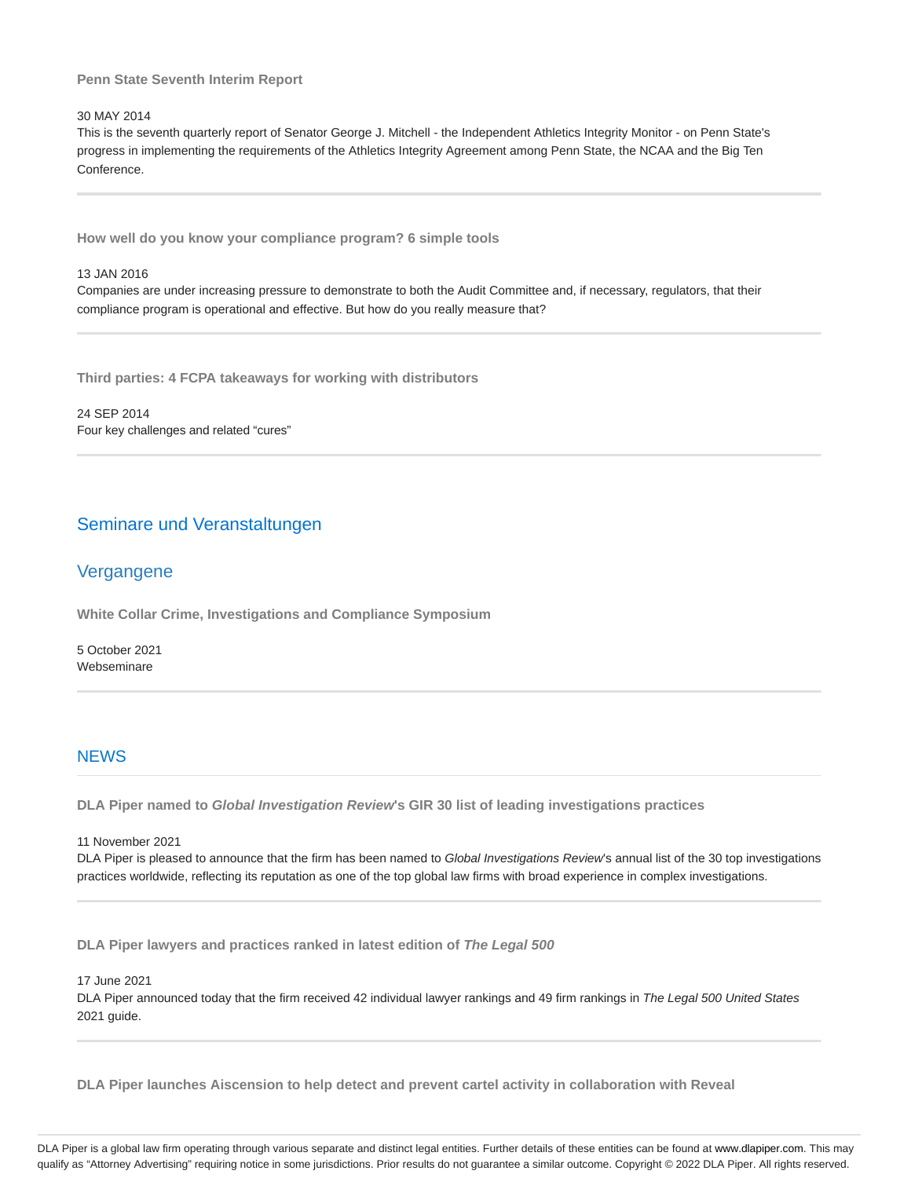**Penn State Seventh Interim Report**

30 MAY 2014

This is the seventh quarterly report of Senator George J. Mitchell - the Independent Athletics Integrity Monitor - on Penn State's progress in implementing the requirements of the Athletics Integrity Agreement among Penn State, the NCAA and the Big Ten Conference.

**How well do you know your compliance program? 6 simple tools**

13 JAN 2016

Companies are under increasing pressure to demonstrate to both the Audit Committee and, if necessary, regulators, that their compliance program is operational and effective. But how do you really measure that?

**Third parties: 4 FCPA takeaways for working with distributors**

24 SEP 2014

Four key challenges and related "cures"

## Seminare und Veranstaltungen

## Vergangene

**White Collar Crime, Investigations and Compliance Symposium**

5 October 2021

Webseminare

## NEWS

**DLA Piper named to *Global Investigation Review*'s GIR 30 list of leading investigations practices**

11 November 2021

DLA Piper is pleased to announce that the firm has been named to *Global Investigations Review*'s annual list of the 30 top investigations practices worldwide, reflecting its reputation as one of the top global law firms with broad experience in complex investigations.

**DLA Piper lawyers and practices ranked in latest edition of *The Legal 500***

17 June 2021

DLA Piper announced today that the firm received 42 individual lawyer rankings and 49 firm rankings in *The Legal 500 United States* 2021 guide.

**DLA Piper launches Aiscension to help detect and prevent cartel activity in collaboration with Reveal**

DLA Piper is a global law firm operating through various separate and distinct legal entities. Further details of these entities can be found at www.dlapiper.com. This may qualify as "Attorney Advertising" requiring notice in some jurisdictions. Prior results do not guarantee a similar outcome. Copyright © 2022 DLA Piper. All rights reserved.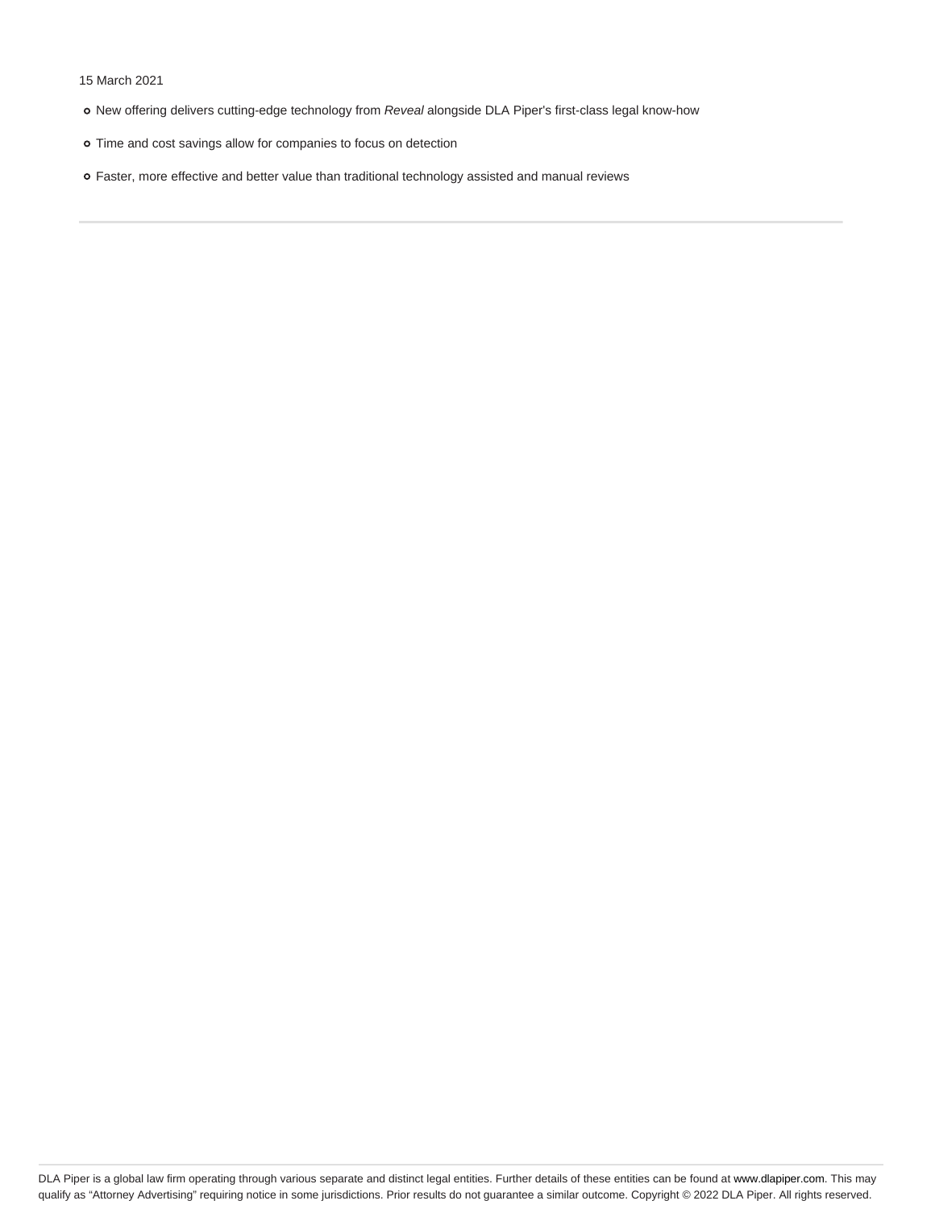15 March 2021

- New offering delivers cutting-edge technology from *Reveal* alongside DLA Piper's first-class legal know-how
- Time and cost savings allow for companies to focus on detection
- Faster, more effective and better value than traditional technology assisted and manual reviews

---